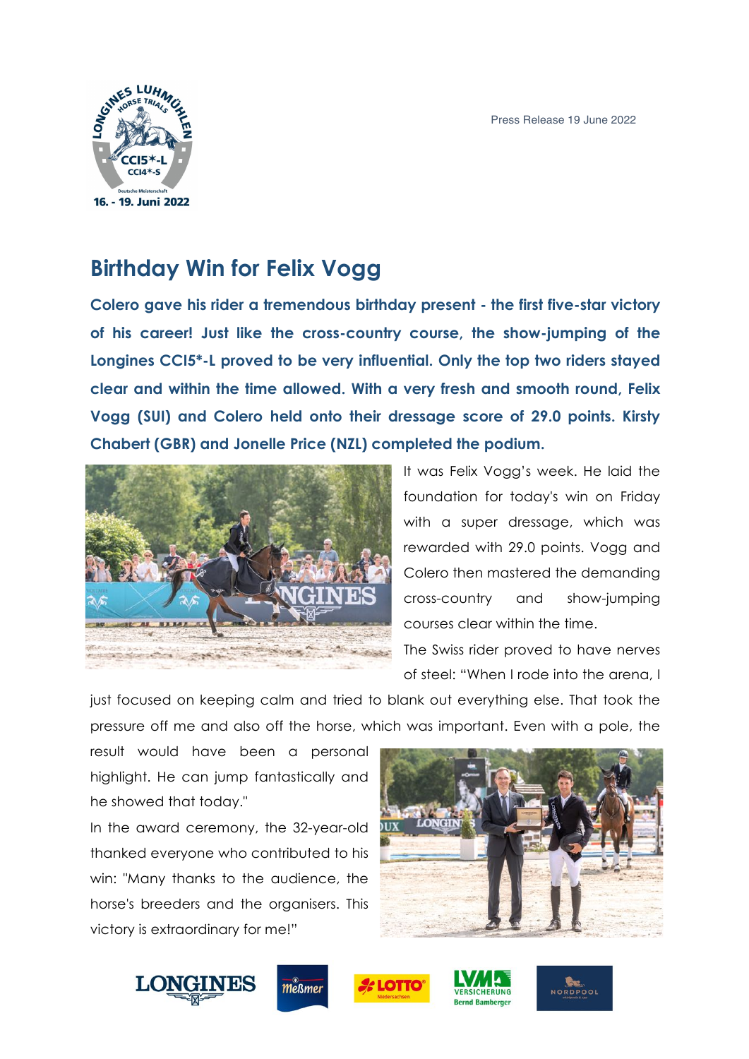Press Release 19 June 2022

# Birthday Win for Felix Vogg

**Colero gave his rider a tremendous birthday present - the first five-star victory of his career! Just like the cross-country course, the show-jumping of the Longines CCI5*-L proved to be very influential. Only the top two riders stayed clear and within the time allowed. With a very fresh and smooth round, Felix Vogg (SUI) and Colero held onto their dressage score of 29.0 points. Kirsty Chabert (GBR) and Jonelle Price (NZL) completed the podium.**

It was Felix Vogg's week. He laid the foundation for today's win on Friday with a super dressage, which was rewarded with 29.0 points. Vogg and Colero then mastered the demanding cross-country and show-jumping courses clear within the time.

The Swiss rider proved to have nerves of steel: "When I rode into the arena, I just focused on keeping calm and tried to blank out everything else. That took the pressure off me and also off the horse, which was important. Even with a pole, the result would have been a personal highlight. He can jump fantastically and he showed that today."

In the award ceremony, the 32-year-old thanked everyone who contributed to his win: "Many thanks to the audience, the horse's breeders and the organisers. This victory is extraordinary for me!"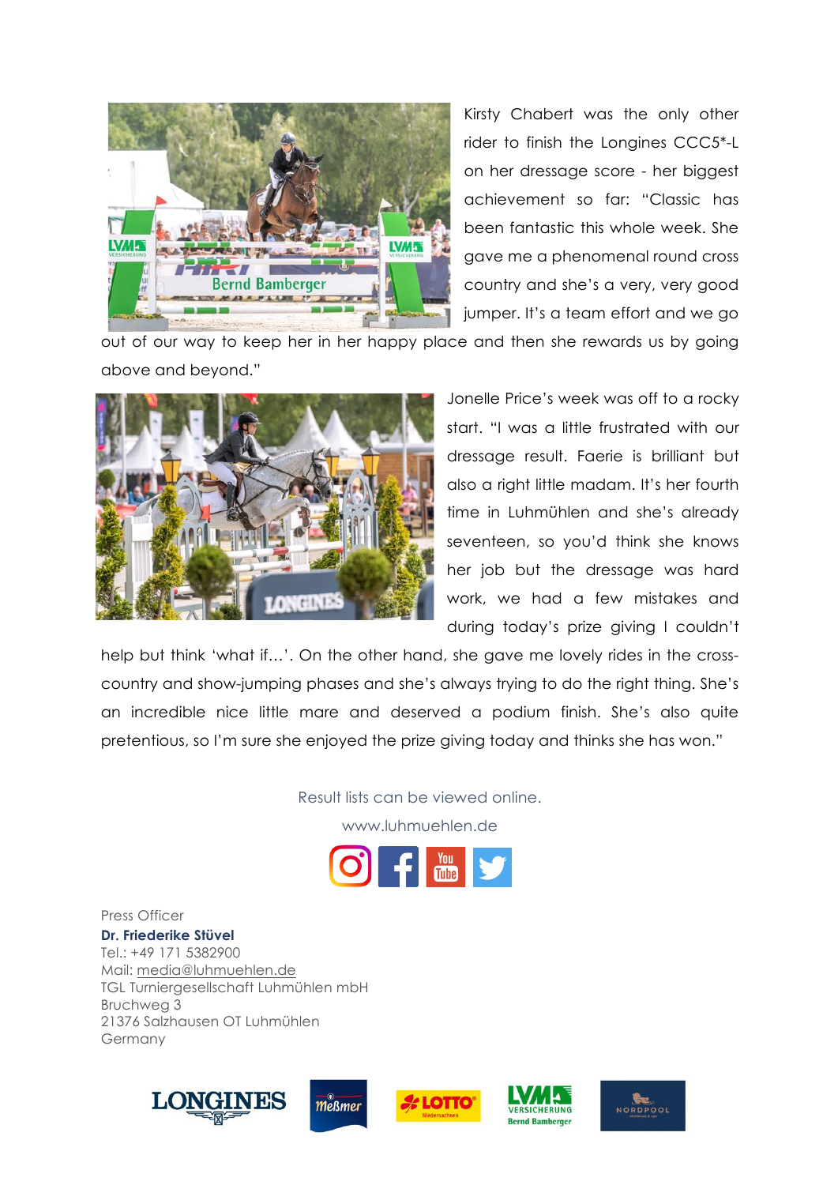Kirsty Chabert was the only other rider to finish the Longines CCC5*-L on her dressage score - her biggest achievement so far: "Classic has been fantastic this whole week. She gave me a phenomenal round cross country and she's a very, very good jumper. It's a team effort and we go out of our way to keep her in her happy place and then she rewards us by going above and beyond."

Jonelle Price's week was off to a rocky start. "I was a little frustrated with our dressage result. Faerie is brilliant but also a right little madam. It's her fourth time in Luhmühlen and she's already seventeen, so you'd think she knows her job but the dressage was hard work, we had a few mistakes and during today's prize giving I couldn't help but think 'what if…'. On the other hand, she gave me lovely rides in the cross-country and show-jumping phases and she's always trying to do the right thing. She's an incredible nice little mare and deserved a podium finish. She's also quite pretentious, so I'm sure she enjoyed the prize giving today and thinks she has won."

Result lists can be viewed online.

www.luhmuehlen.de

Press Officer
**Dr. Friederike Stüvel**
Tel.: +49 171 5382900
Mail: media@luhmuehlen.de
TGL Turniergesellschaft Luhmühlen mbH
Bruchweg 3
21376 Salzhausen OT Luhmühlen
Germany